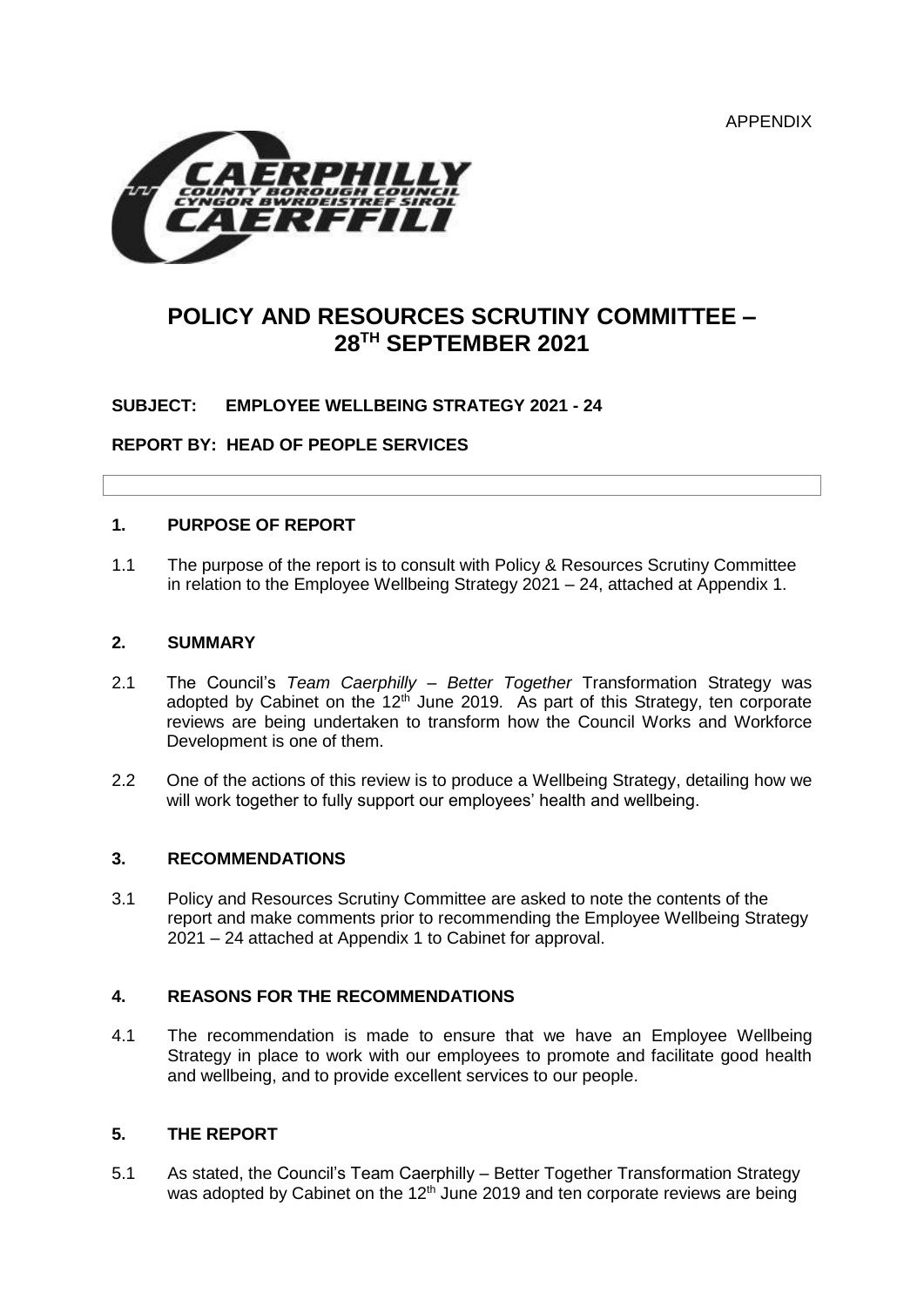APPENDIX

# POLICY AND RESOURCES SCRUTINY COMMITTEE – 28TH SEPTEMBER 2021

**SUBJECT: EMPLOYEE WELLBEING STRATEGY 2021 - 24**

**REPORT BY: HEAD OF PEOPLE SERVICES**

## 1. PURPOSE OF REPORT

1.1 The purpose of the report is to consult with Policy & Resources Scrutiny Committee in relation to the Employee Wellbeing Strategy 2021 – 24, attached at Appendix 1.

## 2. SUMMARY

2.1 The Council's *Team Caerphilly – Better Together* Transformation Strategy was adopted by Cabinet on the 12th June 2019. As part of this Strategy, ten corporate reviews are being undertaken to transform how the Council Works and Workforce Development is one of them.

2.2 One of the actions of this review is to produce a Wellbeing Strategy, detailing how we will work together to fully support our employees' health and wellbeing.

## 3. RECOMMENDATIONS

3.1 Policy and Resources Scrutiny Committee are asked to note the contents of the report and make comments prior to recommending the Employee Wellbeing Strategy 2021 – 24 attached at Appendix 1 to Cabinet for approval.

## 4. REASONS FOR THE RECOMMENDATIONS

4.1 The recommendation is made to ensure that we have an Employee Wellbeing Strategy in place to work with our employees to promote and facilitate good health and wellbeing, and to provide excellent services to our people.

## 5. THE REPORT

5.1 As stated, the Council's Team Caerphilly – Better Together Transformation Strategy was adopted by Cabinet on the 12th June 2019 and ten corporate reviews are being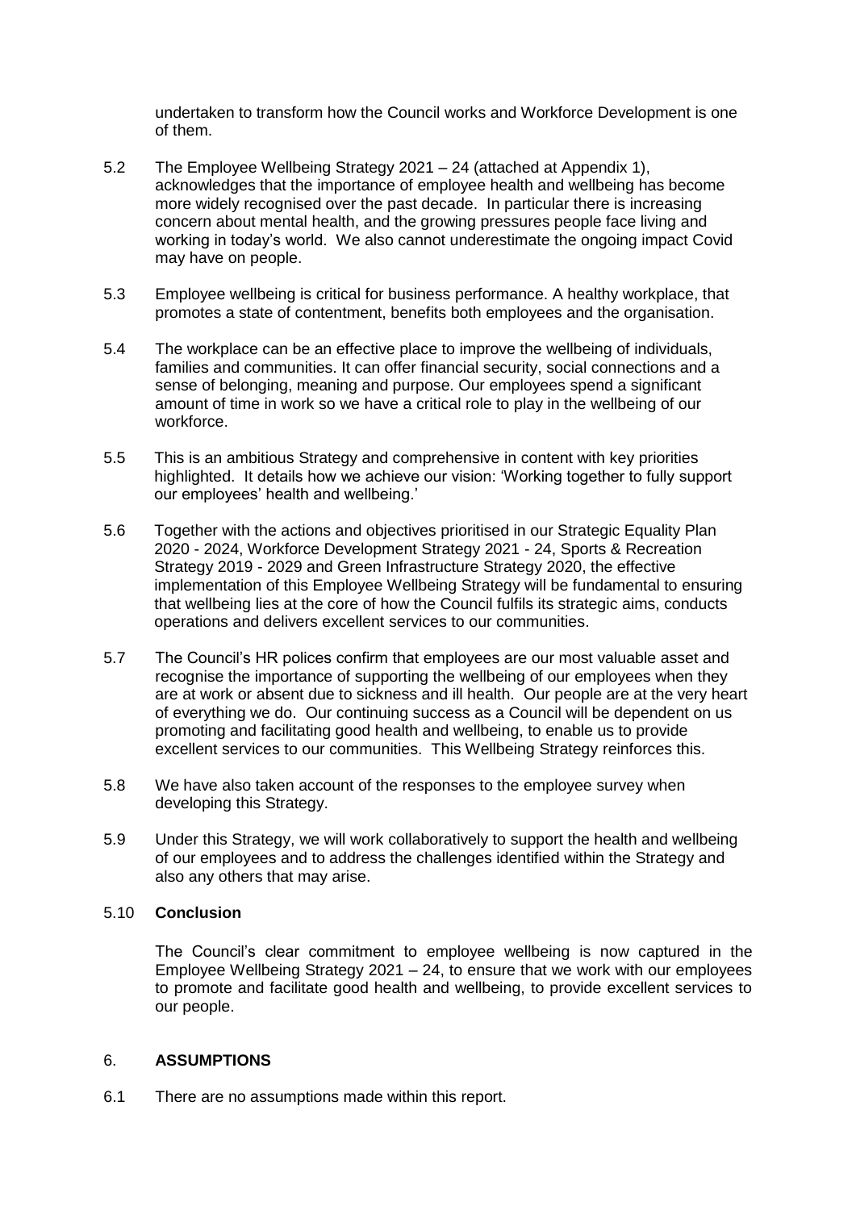undertaken to transform how the Council works and Workforce Development is one of them.

5.2 The Employee Wellbeing Strategy 2021 – 24 (attached at Appendix 1), acknowledges that the importance of employee health and wellbeing has become more widely recognised over the past decade. In particular there is increasing concern about mental health, and the growing pressures people face living and working in today's world. We also cannot underestimate the ongoing impact Covid may have on people.

5.3 Employee wellbeing is critical for business performance. A healthy workplace, that promotes a state of contentment, benefits both employees and the organisation.

5.4 The workplace can be an effective place to improve the wellbeing of individuals, families and communities. It can offer financial security, social connections and a sense of belonging, meaning and purpose. Our employees spend a significant amount of time in work so we have a critical role to play in the wellbeing of our workforce.

5.5 This is an ambitious Strategy and comprehensive in content with key priorities highlighted. It details how we achieve our vision: 'Working together to fully support our employees' health and wellbeing.'

5.6 Together with the actions and objectives prioritised in our Strategic Equality Plan 2020 - 2024, Workforce Development Strategy 2021 - 24, Sports & Recreation Strategy 2019 - 2029 and Green Infrastructure Strategy 2020, the effective implementation of this Employee Wellbeing Strategy will be fundamental to ensuring that wellbeing lies at the core of how the Council fulfils its strategic aims, conducts operations and delivers excellent services to our communities.

5.7 The Council's HR polices confirm that employees are our most valuable asset and recognise the importance of supporting the wellbeing of our employees when they are at work or absent due to sickness and ill health. Our people are at the very heart of everything we do. Our continuing success as a Council will be dependent on us promoting and facilitating good health and wellbeing, to enable us to provide excellent services to our communities. This Wellbeing Strategy reinforces this.

5.8 We have also taken account of the responses to the employee survey when developing this Strategy.

5.9 Under this Strategy, we will work collaboratively to support the health and wellbeing of our employees and to address the challenges identified within the Strategy and also any others that may arise.

5.10 **Conclusion**

The Council's clear commitment to employee wellbeing is now captured in the Employee Wellbeing Strategy 2021 – 24, to ensure that we work with our employees to promote and facilitate good health and wellbeing, to provide excellent services to our people.

## 6. **ASSUMPTIONS**

6.1 There are no assumptions made within this report.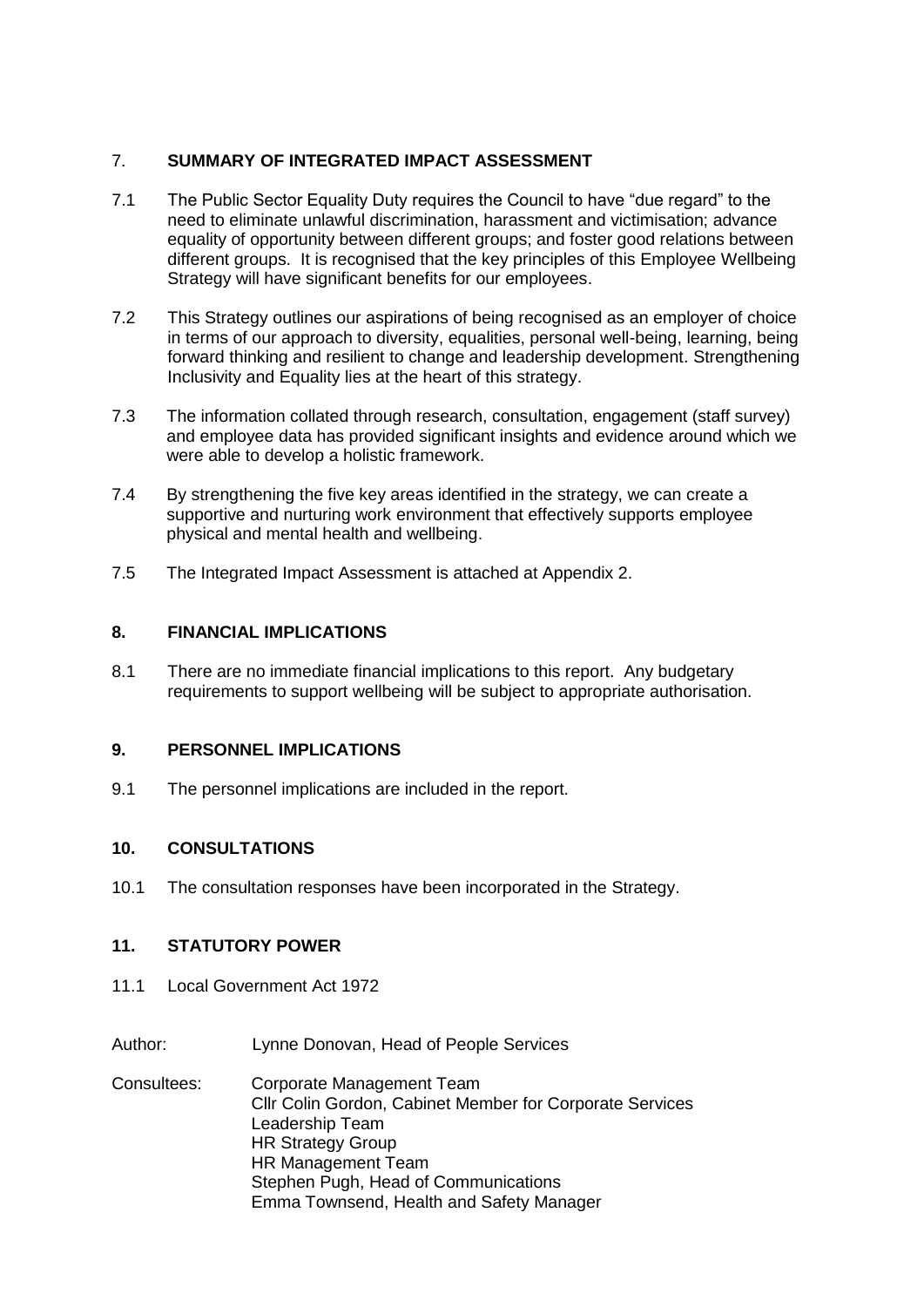## 7. SUMMARY OF INTEGRATED IMPACT ASSESSMENT

7.1 The Public Sector Equality Duty requires the Council to have "due regard" to the need to eliminate unlawful discrimination, harassment and victimisation; advance equality of opportunity between different groups; and foster good relations between different groups. It is recognised that the key principles of this Employee Wellbeing Strategy will have significant benefits for our employees.

7.2 This Strategy outlines our aspirations of being recognised as an employer of choice in terms of our approach to diversity, equalities, personal well-being, learning, being forward thinking and resilient to change and leadership development. Strengthening Inclusivity and Equality lies at the heart of this strategy.

7.3 The information collated through research, consultation, engagement (staff survey) and employee data has provided significant insights and evidence around which we were able to develop a holistic framework.

7.4 By strengthening the five key areas identified in the strategy, we can create a supportive and nurturing work environment that effectively supports employee physical and mental health and wellbeing.

7.5 The Integrated Impact Assessment is attached at Appendix 2.

## 8. FINANCIAL IMPLICATIONS

8.1 There are no immediate financial implications to this report. Any budgetary requirements to support wellbeing will be subject to appropriate authorisation.

## 9. PERSONNEL IMPLICATIONS

9.1 The personnel implications are included in the report.

## 10. CONSULTATIONS

10.1 The consultation responses have been incorporated in the Strategy.

## 11. STATUTORY POWER

11.1 Local Government Act 1972

Author: Lynne Donovan, Head of People Services

Consultees: Corporate Management Team
Cllr Colin Gordon, Cabinet Member for Corporate Services
Leadership Team
HR Strategy Group
HR Management Team
Stephen Pugh, Head of Communications
Emma Townsend, Health and Safety Manager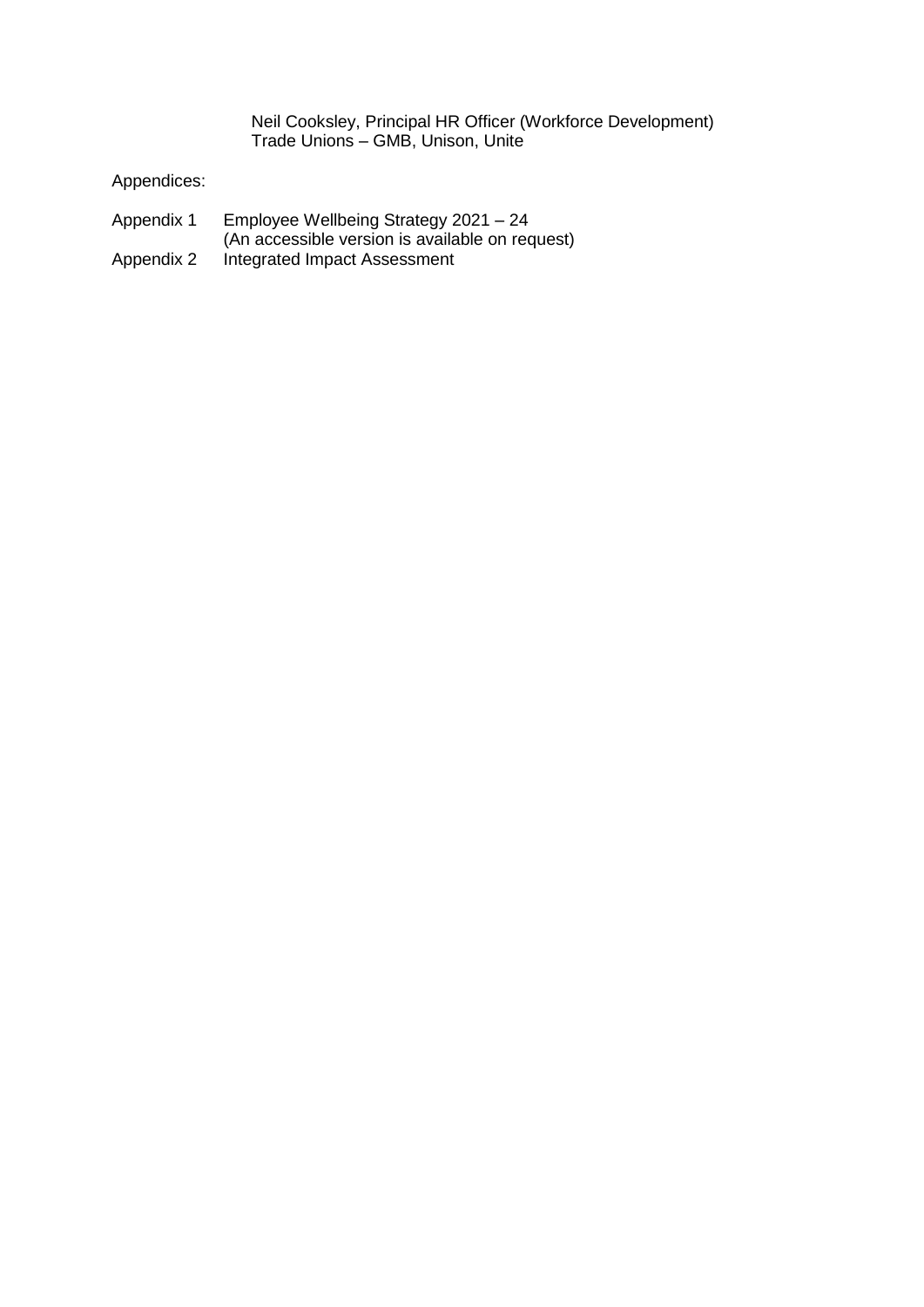Neil Cooksley, Principal HR Officer (Workforce Development)
Trade Unions – GMB, Unison, Unite

Appendices:

| | |
|---|---|
| Appendix 1 | Employee Wellbeing Strategy 2021 – 24<br>(An accessible version is available on request) |
| Appendix 2 | Integrated Impact Assessment |